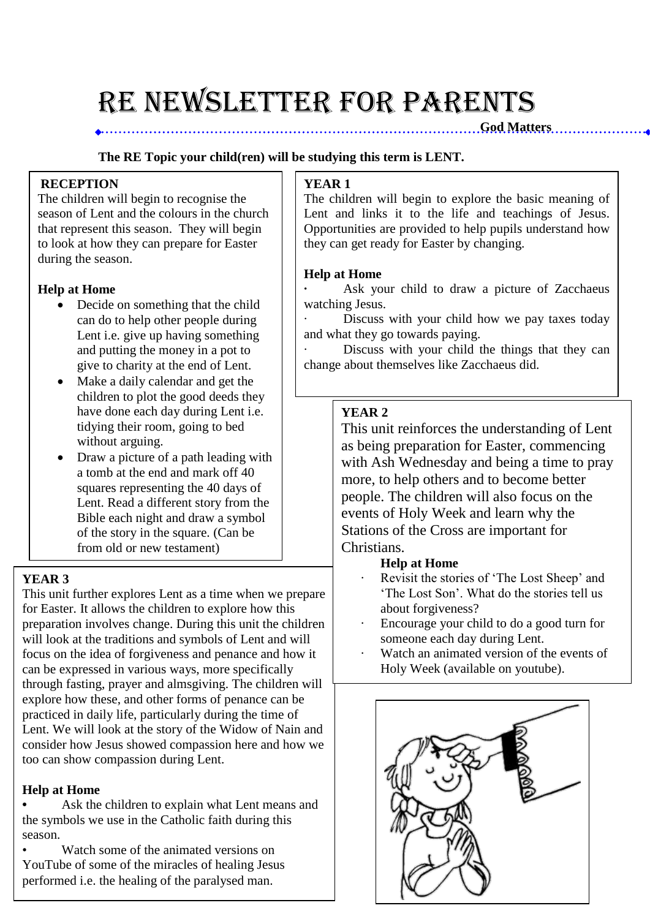# RE NEWSLETTER FOR PARENTS

**God Matters**

**The RE Topic your child(ren) will be studying this term is LENT.**

## RECEPTION

The children will begin to recognise the season of Lent and the colours in the church that represent this season. They will begin to look at how they can prepare for Easter during the season.

**Help at Home**

- Decide on something that the child can do to help other people during Lent i.e. give up having something and putting the money in a pot to give to charity at the end of Lent.
- Make a daily calendar and get the children to plot the good deeds they have done each day during Lent i.e. tidying their room, going to bed without arguing.
- Draw a picture of a path leading with a tomb at the end and mark off 40 squares representing the 40 days of Lent. Read a different story from the Bible each night and draw a symbol of the story in the square. (Can be from old or new testament)

## YEAR 1

The children will begin to explore the basic meaning of Lent and links it to the life and teachings of Jesus. Opportunities are provided to help pupils understand how they can get ready for Easter by changing.

**Help at Home**

- Ask your child to draw a picture of Zacchaeus watching Jesus.
- Discuss with your child how we pay taxes today and what they go towards paying.
- Discuss with your child the things that they can change about themselves like Zacchaeus did.

## YEAR 2

This unit reinforces the understanding of Lent as being preparation for Easter, commencing with Ash Wednesday and being a time to pray more, to help others and to become better people. The children will also focus on the events of Holy Week and learn why the Stations of the Cross are important for Christians.

**Help at Home**

- Revisit the stories of 'The Lost Sheep' and 'The Lost Son'. What do the stories tell us about forgiveness?
- Encourage your child to do a good turn for someone each day during Lent.
- Watch an animated version of the events of Holy Week (available on youtube).

## YEAR 3

This unit further explores Lent as a time when we prepare for Easter. It allows the children to explore how this preparation involves change. During this unit the children will look at the traditions and symbols of Lent and will focus on the idea of forgiveness and penance and how it can be expressed in various ways, more specifically through fasting, prayer and almsgiving. The children will explore how these, and other forms of penance can be practiced in daily life, particularly during the time of Lent. We will look at the story of the Widow of Nain and consider how Jesus showed compassion here and how we too can show compassion during Lent.

**Help at Home**

- Ask the children to explain what Lent means and the symbols we use in the Catholic faith during this season.
- Watch some of the animated versions on YouTube of some of the miracles of healing Jesus performed i.e. the healing of the paralysed man.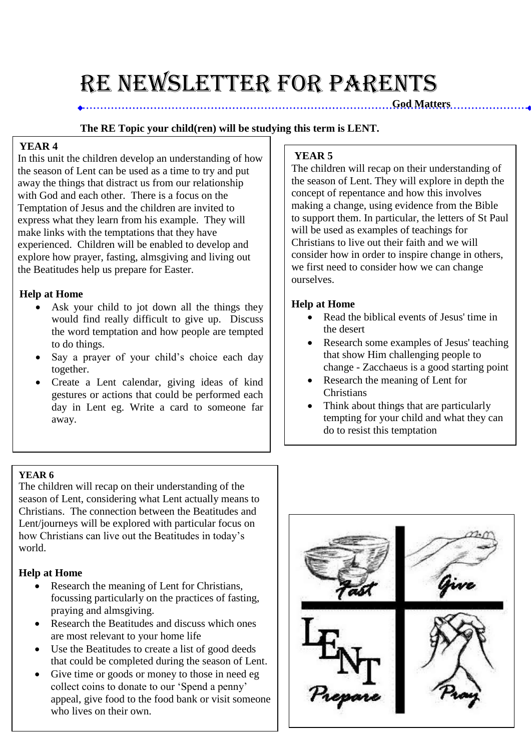# RE NEWSLETTER FOR PARENTS

**God Matters**

**The RE Topic your child(ren) will be studying this term is LENT.**

## YEAR 4

In this unit the children develop an understanding of how the season of Lent can be used as a time to try and put away the things that distract us from our relationship with God and each other. There is a focus on the Temptation of Jesus and the children are invited to express what they learn from his example. They will make links with the temptations that they have experienced. Children will be enabled to develop and explore how prayer, fasting, almsgiving and living out the Beatitudes help us prepare for Easter.

**Help at Home**

- Ask your child to jot down all the things they would find really difficult to give up. Discuss the word temptation and how people are tempted to do things.
- Say a prayer of your child's choice each day together.
- Create a Lent calendar, giving ideas of kind gestures or actions that could be performed each day in Lent eg. Write a card to someone far away.

## YEAR 5

The children will recap on their understanding of the season of Lent. They will explore in depth the concept of repentance and how this involves making a change, using evidence from the Bible to support them. In particular, the letters of St Paul will be used as examples of teachings for Christians to live out their faith and we will consider how in order to inspire change in others, we first need to consider how we can change ourselves.

**Help at Home**

- Read the biblical events of Jesus' time in the desert
- Research some examples of Jesus' teaching that show Him challenging people to change - Zacchaeus is a good starting point
- Research the meaning of Lent for Christians
- Think about things that are particularly tempting for your child and what they can do to resist this temptation

## YEAR 6

The children will recap on their understanding of the season of Lent, considering what Lent actually means to Christians. The connection between the Beatitudes and Lent/journeys will be explored with particular focus on how Christians can live out the Beatitudes in today's world.

**Help at Home**

- Research the meaning of Lent for Christians, focussing particularly on the practices of fasting, praying and almsgiving.
- Research the Beatitudes and discuss which ones are most relevant to your home life
- Use the Beatitudes to create a list of good deeds that could be completed during the season of Lent.
- Give time or goods or money to those in need eg collect coins to donate to our 'Spend a penny' appeal, give food to the food bank or visit someone who lives on their own.

Fast
Give
LENT
Prepare
Pray